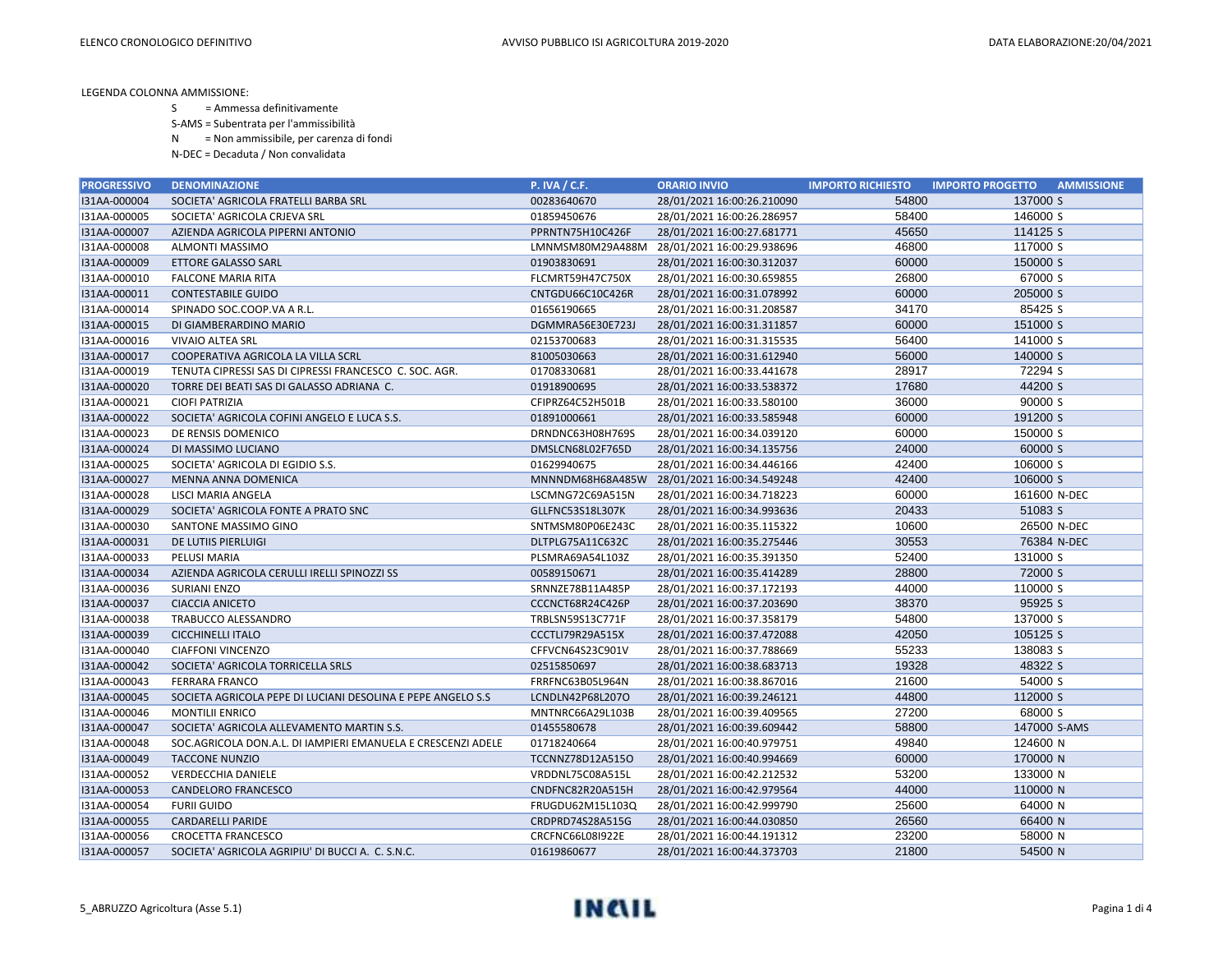LEGENDA COLONNA AMMISSIONE:

S = Ammessa definitivamente

S-AMS = Subentrata per l'ammissibilità

N = Non ammissibile, per carenza di fondi

N-DEC = Decaduta / Non convalidata

| PROGRESSIVO | DENOMINAZIONE | P. IVA / C.F. | ORARIO INVIO | IMPORTO RICHIESTO | IMPORTO PROGETTO | AMMISSIONE |
|---|---|---|---|---|---|---|
| I31AA-000004 | SOCIETA' AGRICOLA FRATELLI BARBA SRL | 00283640670 | 28/01/2021 16:00:26.210090 | 54800 | 137000 | S |
| I31AA-000005 | SOCIETA' AGRICOLA CRJEVA SRL | 01859450676 | 28/01/2021 16:00:26.286957 | 58400 | 146000 | S |
| I31AA-000007 | AZIENDA AGRICOLA PIPERNI ANTONIO | PPRNTN75H10C426F | 28/01/2021 16:00:27.681771 | 45650 | 114125 | S |
| I31AA-000008 | ALMONTI MASSIMO | LMNMSM80M29A488M | 28/01/2021 16:00:29.938696 | 46800 | 117000 | S |
| I31AA-000009 | ETTORE GALASSO SARL | 01903830691 | 28/01/2021 16:00:30.312037 | 60000 | 150000 | S |
| I31AA-000010 | FALCONE MARIA RITA | FLCMRT59H47C750X | 28/01/2021 16:00:30.659855 | 26800 | 67000 | S |
| I31AA-000011 | CONTESTABILE GUIDO | CNTGDU66C10C426R | 28/01/2021 16:00:31.078992 | 60000 | 205000 | S |
| I31AA-000014 | SPINADO SOC.COOP.VA A R.L. | 01656190665 | 28/01/2021 16:00:31.208587 | 34170 | 85425 | S |
| I31AA-000015 | DI GIAMBERARDINO MARIO | DGMMRA56E30E723J | 28/01/2021 16:00:31.311857 | 60000 | 151000 | S |
| I31AA-000016 | VIVAIO ALTEA SRL | 02153700683 | 28/01/2021 16:00:31.315535 | 56400 | 141000 | S |
| I31AA-000017 | COOPERATIVA AGRICOLA LA VILLA SCRL | 81005030663 | 28/01/2021 16:00:31.612940 | 56000 | 140000 | S |
| I31AA-000019 | TENUTA CIPRESSI SAS DI CIPRESSI FRANCESCO C. SOC. AGR. | 01708330681 | 28/01/2021 16:00:33.441678 | 28917 | 72294 | S |
| I31AA-000020 | TORRE DEI BEATI SAS DI GALASSO ADRIANA C. | 01918900695 | 28/01/2021 16:00:33.538372 | 17680 | 44200 | S |
| I31AA-000021 | CIOFI PATRIZIA | CFIPRZ64C52H501B | 28/01/2021 16:00:33.580100 | 36000 | 90000 | S |
| I31AA-000022 | SOCIETA' AGRICOLA COFINI ANGELO E LUCA S.S. | 01891000661 | 28/01/2021 16:00:33.585948 | 60000 | 191200 | S |
| I31AA-000023 | DE RENSIS DOMENICO | DRNDNC63H08H769S | 28/01/2021 16:00:34.039120 | 60000 | 150000 | S |
| I31AA-000024 | DI MASSIMO LUCIANO | DMSLCN68L02F765D | 28/01/2021 16:00:34.135756 | 24000 | 60000 | S |
| I31AA-000025 | SOCIETA' AGRICOLA DI EGIDIO S.S. | 01629940675 | 28/01/2021 16:00:34.446166 | 42400 | 106000 | S |
| I31AA-000027 | MENNA ANNA DOMENICA | MNNNDM68H68A485W | 28/01/2021 16:00:34.549248 | 42400 | 106000 | S |
| I31AA-000028 | LISCI MARIA ANGELA | LSCMNG72C69A515N | 28/01/2021 16:00:34.718223 | 60000 | 161600 | N-DEC |
| I31AA-000029 | SOCIETA' AGRICOLA FONTE A PRATO SNC | GLLFNC53S18L307K | 28/01/2021 16:00:34.993636 | 20433 | 51083 | S |
| I31AA-000030 | SANTONE MASSIMO GINO | SNTMSM80P06E243C | 28/01/2021 16:00:35.115322 | 10600 | 26500 | N-DEC |
| I31AA-000031 | DE LUTIIS PIERLUIGI | DLTPLG75A11C632C | 28/01/2021 16:00:35.275446 | 30553 | 76384 | N-DEC |
| I31AA-000033 | PELUSI MARIA | PLSMRA69A54L103Z | 28/01/2021 16:00:35.391350 | 52400 | 131000 | S |
| I31AA-000034 | AZIENDA AGRICOLA CERULLI IRELLI SPINOZZI SS | 00589150671 | 28/01/2021 16:00:35.414289 | 28800 | 72000 | S |
| I31AA-000036 | SURIANI ENZO | SRNNZE78B11A485P | 28/01/2021 16:00:37.172193 | 44000 | 110000 | S |
| I31AA-000037 | CIACCIA ANICETO | CCCNCT68R24C426P | 28/01/2021 16:00:37.203690 | 38370 | 95925 | S |
| I31AA-000038 | TRABUCCO ALESSANDRO | TRBLSN59S13C771F | 28/01/2021 16:00:37.358179 | 54800 | 137000 | S |
| I31AA-000039 | CICCHINELLI ITALO | CCCTLI79R29A515X | 28/01/2021 16:00:37.472088 | 42050 | 105125 | S |
| I31AA-000040 | CIAFFONI VINCENZO | CFFVCN64S23C901V | 28/01/2021 16:00:37.788669 | 55233 | 138083 | S |
| I31AA-000042 | SOCIETA' AGRICOLA TORRICELLA SRLS | 02515850697 | 28/01/2021 16:00:38.683713 | 19328 | 48322 | S |
| I31AA-000043 | FERRARA FRANCO | FRRFNC63B05L964N | 28/01/2021 16:00:38.867016 | 21600 | 54000 | S |
| I31AA-000045 | SOCIETA AGRICOLA PEPE DI LUCIANI DESOLINA E PEPE ANGELO S.S | LCNDLN42P68L207O | 28/01/2021 16:00:39.246121 | 44800 | 112000 | S |
| I31AA-000046 | MONTILII ENRICO | MNTNRC66A29L103B | 28/01/2021 16:00:39.409565 | 27200 | 68000 | S |
| I31AA-000047 | SOCIETA' AGRICOLA ALLEVAMENTO MARTIN S.S. | 01455580678 | 28/01/2021 16:00:39.609442 | 58800 | 147000 | S-AMS |
| I31AA-000048 | SOC.AGRICOLA DON.A.L. DI IAMPIERI EMANUELA E CRESCENZI ADELE | 01718240664 | 28/01/2021 16:00:40.979751 | 49840 | 124600 | N |
| I31AA-000049 | TACCONE NUNZIO | TCCNNZ78D12A515O | 28/01/2021 16:00:40.994669 | 60000 | 170000 | N |
| I31AA-000052 | VERDECCHIA DANIELE | VRDDNL75C08A515L | 28/01/2021 16:00:42.212532 | 53200 | 133000 | N |
| I31AA-000053 | CANDELORO FRANCESCO | CNDFNC82R20A515H | 28/01/2021 16:00:42.979564 | 44000 | 110000 | N |
| I31AA-000054 | FURII GUIDO | FRUGDU62M15L103Q | 28/01/2021 16:00:42.999790 | 25600 | 64000 | N |
| I31AA-000055 | CARDARELLI PARIDE | CRDPRD74S28A515G | 28/01/2021 16:00:44.030850 | 26560 | 66400 | N |
| I31AA-000056 | CROCETTA FRANCESCO | CRCFNC66L08I922E | 28/01/2021 16:00:44.191312 | 23200 | 58000 | N |
| I31AA-000057 | SOCIETA' AGRICOLA AGRIPIU' DI BUCCI A. C. S.N.C. | 01619860677 | 28/01/2021 16:00:44.373703 | 21800 | 54500 | N |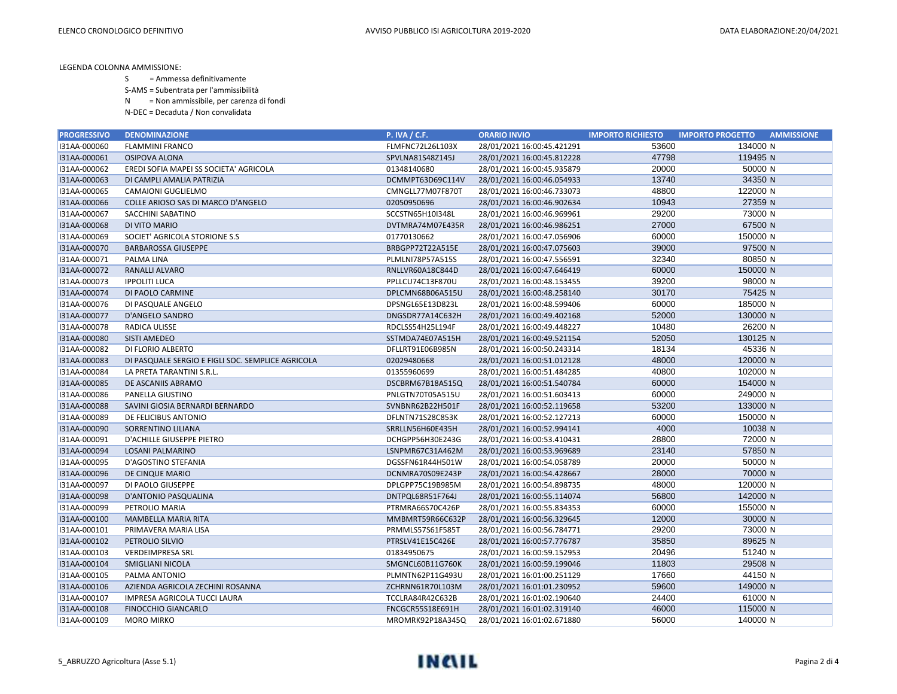LEGENDA COLONNA AMMISSIONE:

S = Ammessa definitivamente

S-AMS = Subentrata per l'ammissibilità

N = Non ammissibile, per carenza di fondi

N-DEC = Decaduta / Non convalidata

| PROGRESSIVO | DENOMINAZIONE | P. IVA / C.F. | ORARIO INVIO | IMPORTO RICHIESTO | IMPORTO PROGETTO | AMMISSIONE |
|---|---|---|---|---|---|---|
| I31AA-000060 | FLAMMINI FRANCO | FLMFNC72L26L103X | 28/01/2021 16:00:45.421291 | 53600 | 134000 | N |
| I31AA-000061 | OSIPOVA ALONA | SPVLNA81S48Z145J | 28/01/2021 16:00:45.812228 | 47798 | 119495 | N |
| I31AA-000062 | EREDI SOFIA MAPEI SS SOCIETA' AGRICOLA | 01348140680 | 28/01/2021 16:00:45.935879 | 20000 | 50000 | N |
| I31AA-000063 | DI CAMPLI AMALIA PATRIZIA | DCMMPT63D69C114V | 28/01/2021 16:00:46.054933 | 13740 | 34350 | N |
| I31AA-000065 | CAMAIONI GUGLIELMO | CMNGLL77M07F870T | 28/01/2021 16:00:46.733073 | 48800 | 122000 | N |
| I31AA-000066 | COLLE ARIOSO SAS DI MARCO D'ANGELO | 02050950696 | 28/01/2021 16:00:46.902634 | 10943 | 27359 | N |
| I31AA-000067 | SACCHINI SABATINO | SCCSTN65H10I348L | 28/01/2021 16:00:46.969961 | 29200 | 73000 | N |
| I31AA-000068 | DI VITO MARIO | DVTMRA74M07E435R | 28/01/2021 16:00:46.986251 | 27000 | 67500 | N |
| I31AA-000069 | SOCIET' AGRICOLA STORIONE S.S | 01770130662 | 28/01/2021 16:00:47.056906 | 60000 | 150000 | N |
| I31AA-000070 | BARBAROSSA GIUSEPPE | BRBGPP72T22A515E | 28/01/2021 16:00:47.075603 | 39000 | 97500 | N |
| I31AA-000071 | PALMA LINA | PLMLNI78P57A515S | 28/01/2021 16:00:47.556591 | 32340 | 80850 | N |
| I31AA-000072 | RANALLI ALVARO | RNLLVR60A18C844D | 28/01/2021 16:00:47.646419 | 60000 | 150000 | N |
| I31AA-000073 | IPPOLITI LUCA | PPLLCU74C13F870U | 28/01/2021 16:00:48.153455 | 39200 | 98000 | N |
| I31AA-000074 | DI PAOLO CARMINE | DPLCMN68B06A515U | 28/01/2021 16:00:48.258140 | 30170 | 75425 | N |
| I31AA-000076 | DI PASQUALE ANGELO | DPSNGL65E13D823L | 28/01/2021 16:00:48.599406 | 60000 | 185000 | N |
| I31AA-000077 | D'ANGELO SANDRO | DNGSDR77A14C632H | 28/01/2021 16:00:49.402168 | 52000 | 130000 | N |
| I31AA-000078 | RADICA ULISSE | RDCLSS54H25L194F | 28/01/2021 16:00:49.448227 | 10480 | 26200 | N |
| I31AA-000080 | SISTI AMEDEO | SSTMDA74E07A515H | 28/01/2021 16:00:49.521154 | 52050 | 130125 | N |
| I31AA-000082 | DI FLORIO ALBERTO | DFLLRT91E06B985N | 28/01/2021 16:00:50.243314 | 18134 | 45336 | N |
| I31AA-000083 | DI PASQUALE SERGIO E FIGLI SOC. SEMPLICE AGRICOLA | 02029480668 | 28/01/2021 16:00:51.012128 | 48000 | 120000 | N |
| I31AA-000084 | LA PRETA TARANTINI S.R.L. | 01355960699 | 28/01/2021 16:00:51.484285 | 40800 | 102000 | N |
| I31AA-000085 | DE ASCANIIS ABRAMO | DSCBRM67B18A515Q | 28/01/2021 16:00:51.540784 | 60000 | 154000 | N |
| I31AA-000086 | PANELLA GIUSTINO | PNLGTN70T05A515U | 28/01/2021 16:00:51.603413 | 60000 | 249000 | N |
| I31AA-000088 | SAVINI GIOSIA BERNARDI BERNARDO | SVNBNR62B22H501F | 28/01/2021 16:00:52.119658 | 53200 | 133000 | N |
| I31AA-000089 | DE FELICIBUS ANTONIO | DFLNTN71S28C853K | 28/01/2021 16:00:52.127213 | 60000 | 150000 | N |
| I31AA-000090 | SORRENTINO LILIANA | SRRLLN56H60E435H | 28/01/2021 16:00:52.994141 | 4000 | 10038 | N |
| I31AA-000091 | D'ACHILLE GIUSEPPE PIETRO | DCHGPP56H30E243G | 28/01/2021 16:00:53.410431 | 28800 | 72000 | N |
| I31AA-000094 | LOSANI PALMARINO | LSNPMR67C31A462M | 28/01/2021 16:00:53.969689 | 23140 | 57850 | N |
| I31AA-000095 | D'AGOSTINO STEFANIA | DGSSFN61R44H501W | 28/01/2021 16:00:54.058789 | 20000 | 50000 | N |
| I31AA-000096 | DE CINQUE MARIO | DCNMRA70S09E243P | 28/01/2021 16:00:54.428667 | 28000 | 70000 | N |
| I31AA-000097 | DI PAOLO GIUSEPPE | DPLGPP75C19B985M | 28/01/2021 16:00:54.898735 | 48000 | 120000 | N |
| I31AA-000098 | D'ANTONIO PASQUALINA | DNTPQL68R51F764J | 28/01/2021 16:00:55.114074 | 56800 | 142000 | N |
| I31AA-000099 | PETROLIO MARIA | PTRMRA66S70C426P | 28/01/2021 16:00:55.834353 | 60000 | 155000 | N |
| I31AA-000100 | MAMBELLA MARIA RITA | MMBMRT59R66C632P | 28/01/2021 16:00:56.329645 | 12000 | 30000 | N |
| I31AA-000101 | PRIMAVERA MARIA LISA | PRMMLS57S61F585T | 28/01/2021 16:00:56.784771 | 29200 | 73000 | N |
| I31AA-000102 | PETROLIO SILVIO | PTRSLV41E15C426E | 28/01/2021 16:00:57.776787 | 35850 | 89625 | N |
| I31AA-000103 | VERDEIMPRESA SRL | 01834950675 | 28/01/2021 16:00:59.152953 | 20496 | 51240 | N |
| I31AA-000104 | SMIGLIANI NICOLA | SMGNCL60B11G760K | 28/01/2021 16:00:59.199046 | 11803 | 29508 | N |
| I31AA-000105 | PALMA ANTONIO | PLMNTN62P11G493U | 28/01/2021 16:01:00.251129 | 17660 | 44150 | N |
| I31AA-000106 | AZIENDA AGRICOLA ZECHINI ROSANNA | ZCHRNN61R70L103M | 28/01/2021 16:01:01.230952 | 59600 | 149000 | N |
| I31AA-000107 | IMPRESA AGRICOLA TUCCI LAURA | TCCLRA84R42C632B | 28/01/2021 16:01:02.190640 | 24400 | 61000 | N |
| I31AA-000108 | FINOCCHIO GIANCARLO | FNCGCR55S18E691H | 28/01/2021 16:01:02.319140 | 46000 | 115000 | N |
| I31AA-000109 | MORO MIRKO | MROMRK92P18A345Q | 28/01/2021 16:01:02.671880 | 56000 | 140000 | N |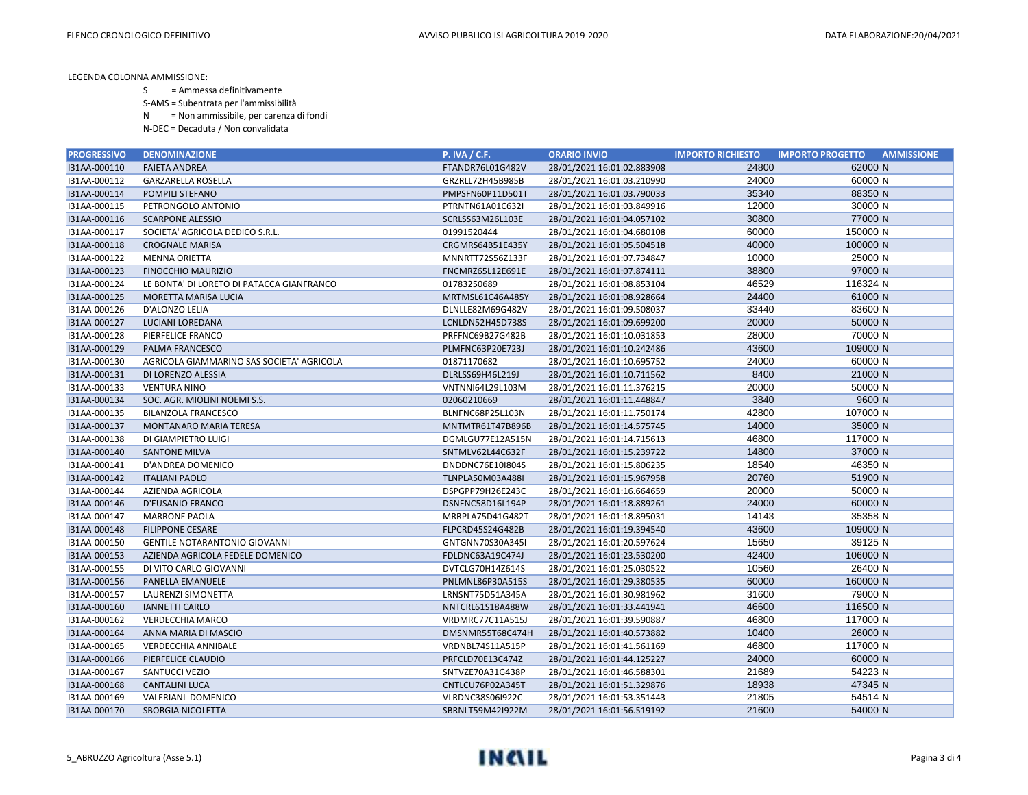LEGENDA COLONNA AMMISSIONE:

S = Ammessa definitivamente

S-AMS = Subentrata per l'ammissibilità

N = Non ammissibile, per carenza di fondi

N-DEC = Decaduta / Non convalidata

| PROGRESSIVO | DENOMINAZIONE | P. IVA / C.F. | ORARIO INVIO | IMPORTO RICHIESTO | IMPORTO PROGETTO | AMMISSIONE |
|---|---|---|---|---|---|---|
| I31AA-000110 | FAIETA ANDREA | FTANDR76L01G482V | 28/01/2021 16:01:02.883908 | 24800 | 62000 | N |
| I31AA-000112 | GARZARELLA ROSELLA | GRZRLL72H45B985B | 28/01/2021 16:01:03.210990 | 24000 | 60000 | N |
| I31AA-000114 | POMPILI STEFANO | PMPSFN60P11D501T | 28/01/2021 16:01:03.790033 | 35340 | 88350 | N |
| I31AA-000115 | PETRONGOLO ANTONIO | PTRNTN61A01C632I | 28/01/2021 16:01:03.849916 | 12000 | 30000 | N |
| I31AA-000116 | SCARPONE ALESSIO | SCRLSS63M26L103E | 28/01/2021 16:01:04.057102 | 30800 | 77000 | N |
| I31AA-000117 | SOCIETA' AGRICOLA DEDICO S.R.L. | 01991520444 | 28/01/2021 16:01:04.680108 | 60000 | 150000 | N |
| I31AA-000118 | CROGNALE MARISA | CRGMRS64B51E435Y | 28/01/2021 16:01:05.504518 | 40000 | 100000 | N |
| I31AA-000122 | MENNA ORIETTA | MNNRTT72S56Z133F | 28/01/2021 16:01:07.734847 | 10000 | 25000 | N |
| I31AA-000123 | FINOCCHIO MAURIZIO | FNCMRZ65L12E691E | 28/01/2021 16:01:07.874111 | 38800 | 97000 | N |
| I31AA-000124 | LE BONTA' DI LORETO DI PATACCA GIANFRANCO | 01783250689 | 28/01/2021 16:01:08.853104 | 46529 | 116324 | N |
| I31AA-000125 | MORETTA MARISA LUCIA | MRTMSL61C46A485Y | 28/01/2021 16:01:08.928664 | 24400 | 61000 | N |
| I31AA-000126 | D'ALONZO LELIA | DLNLLE82M69G482V | 28/01/2021 16:01:09.508037 | 33440 | 83600 | N |
| I31AA-000127 | LUCIANI LOREDANA | LCNLDN52H45D738S | 28/01/2021 16:01:09.699200 | 20000 | 50000 | N |
| I31AA-000128 | PIERFELICE FRANCO | PRFFNC69B27G482B | 28/01/2021 16:01:10.031853 | 28000 | 70000 | N |
| I31AA-000129 | PALMA FRANCESCO | PLMFNC63P20E723J | 28/01/2021 16:01:10.242486 | 43600 | 109000 | N |
| I31AA-000130 | AGRICOLA GIAMMARINO SAS SOCIETA' AGRICOLA | 01871170682 | 28/01/2021 16:01:10.695752 | 24000 | 60000 | N |
| I31AA-000131 | DI LORENZO ALESSIA | DLRLSS69H46L219J | 28/01/2021 16:01:10.711562 | 8400 | 21000 | N |
| I31AA-000133 | VENTURA NINO | VNTNNI64L29L103M | 28/01/2021 16:01:11.376215 | 20000 | 50000 | N |
| I31AA-000134 | SOC. AGR. MIOLINI NOEMI S.S. | 02060210669 | 28/01/2021 16:01:11.448847 | 3840 | 9600 | N |
| I31AA-000135 | BILANZOLA FRANCESCO | BLNFNC68P25L103N | 28/01/2021 16:01:11.750174 | 42800 | 107000 | N |
| I31AA-000137 | MONTANARO MARIA TERESA | MNTMTR61T47B896B | 28/01/2021 16:01:14.575745 | 14000 | 35000 | N |
| I31AA-000138 | DI GIAMPIETRO LUIGI | DGMLGU77E12A515N | 28/01/2021 16:01:14.715613 | 46800 | 117000 | N |
| I31AA-000140 | SANTONE MILVA | SNTMLV62L44C632F | 28/01/2021 16:01:15.239722 | 14800 | 37000 | N |
| I31AA-000141 | D'ANDREA DOMENICO | DNDDNC76E10I804S | 28/01/2021 16:01:15.806235 | 18540 | 46350 | N |
| I31AA-000142 | ITALIANI PAOLO | TLNPLA50M03A488I | 28/01/2021 16:01:15.967958 | 20760 | 51900 | N |
| I31AA-000144 | AZIENDA AGRICOLA | DSPGPP79H26E243C | 28/01/2021 16:01:16.664659 | 20000 | 50000 | N |
| I31AA-000146 | D'EUSANIO FRANCO | DSNFNC58D16L194P | 28/01/2021 16:01:18.889261 | 24000 | 60000 | N |
| I31AA-000147 | MARRONE PAOLA | MRRPLA75D41G482T | 28/01/2021 16:01:18.895031 | 14143 | 35358 | N |
| I31AA-000148 | FILIPPONE CESARE | FLPCRD45S24G482B | 28/01/2021 16:01:19.394540 | 43600 | 109000 | N |
| I31AA-000150 | GENTILE NOTARANTONIO GIOVANNI | GNTGNN70S30A345I | 28/01/2021 16:01:20.597624 | 15650 | 39125 | N |
| I31AA-000153 | AZIENDA AGRICOLA FEDELE DOMENICO | FDLDNC63A19C474J | 28/01/2021 16:01:23.530200 | 42400 | 106000 | N |
| I31AA-000155 | DI VITO CARLO GIOVANNI | DVTCLG70H14Z614S | 28/01/2021 16:01:25.030522 | 10560 | 26400 | N |
| I31AA-000156 | PANELLA EMANUELE | PNLMNL86P30A515S | 28/01/2021 16:01:29.380535 | 60000 | 160000 | N |
| I31AA-000157 | LAURENZI SIMONETTA | LRNSNT75D51A345A | 28/01/2021 16:01:30.981962 | 31600 | 79000 | N |
| I31AA-000160 | IANNETTI CARLO | NNTCRL61S18A488W | 28/01/2021 16:01:33.441941 | 46600 | 116500 | N |
| I31AA-000162 | VERDECCHIA MARCO | VRDMRC77C11A515J | 28/01/2021 16:01:39.590887 | 46800 | 117000 | N |
| I31AA-000164 | ANNA MARIA DI MASCIO | DMSNMR55T68C474H | 28/01/2021 16:01:40.573882 | 10400 | 26000 | N |
| I31AA-000165 | VERDECCHIA ANNIBALE | VRDNBL74S11A515P | 28/01/2021 16:01:41.561169 | 46800 | 117000 | N |
| I31AA-000166 | PIERFELICE CLAUDIO | PRFCLD70E13C474Z | 28/01/2021 16:01:44.125227 | 24000 | 60000 | N |
| I31AA-000167 | SANTUCCI VEZIO | SNTVZE70A31G438P | 28/01/2021 16:01:46.588301 | 21689 | 54223 | N |
| I31AA-000168 | CANTALINI LUCA | CNTLCU76P02A345T | 28/01/2021 16:01:51.329876 | 18938 | 47345 | N |
| I31AA-000169 | VALERIANI DOMENICO | VLRDNC38S06I922C | 28/01/2021 16:01:53.351443 | 21805 | 54514 | N |
| I31AA-000170 | SBORGIA NICOLETTA | SBRNLT59M42I922M | 28/01/2021 16:01:56.519192 | 21600 | 54000 | N |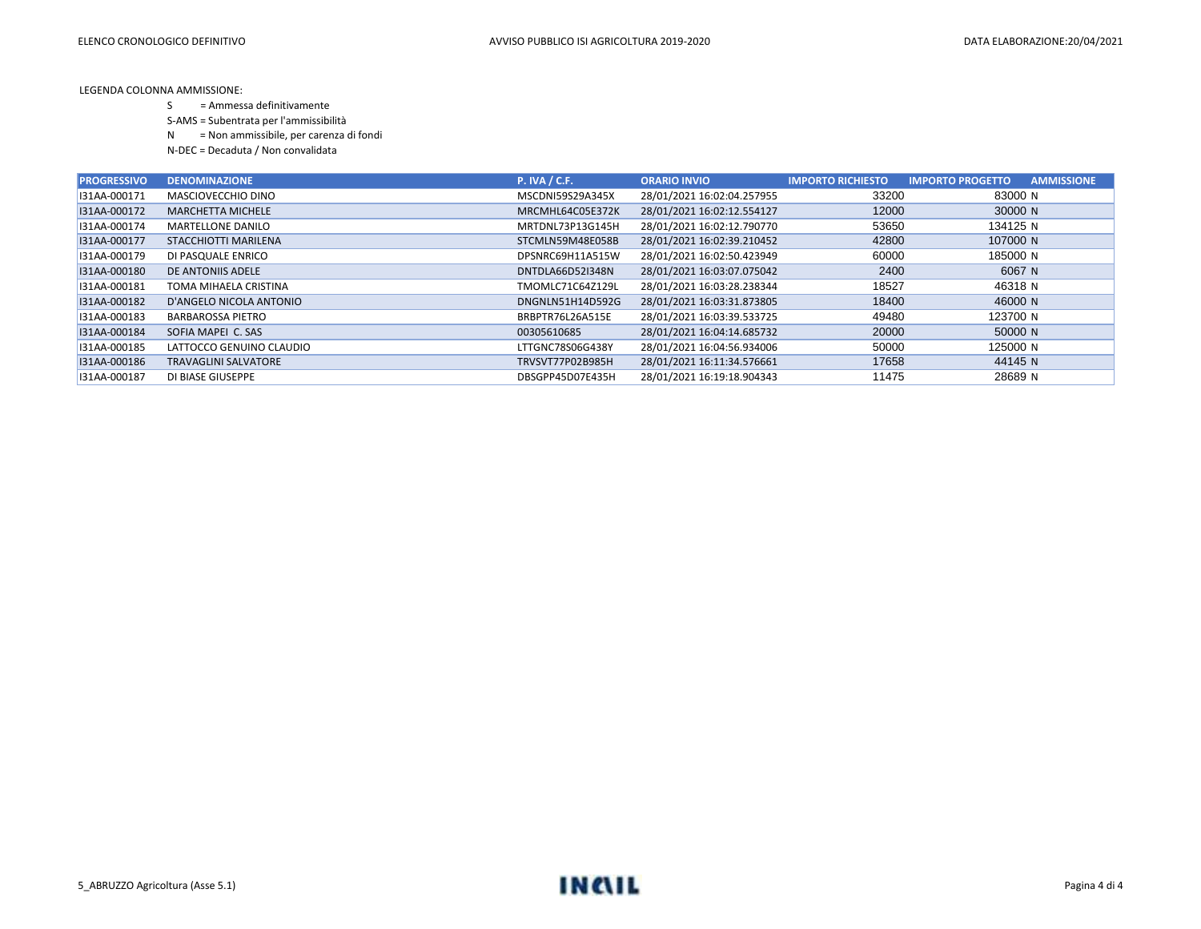LEGENDA COLONNA AMMISSIONE:

S = Ammessa definitivamente

S-AMS = Subentrata per l'ammissibilità

N = Non ammissibile, per carenza di fondi

N-DEC = Decaduta / Non convalidata

| PROGRESSIVO | DENOMINAZIONE | P. IVA / C.F. | ORARIO INVIO | IMPORTO RICHIESTO | IMPORTO PROGETTO | AMMISSIONE |
|---|---|---|---|---|---|---|
| I31AA-000171 | MASCIOVECCHIO DINO | MSCDNI59S29A345X | 28/01/2021 16:02:04.257955 | 33200 | 83000 | N |
| I31AA-000172 | MARCHETTA MICHELE | MRCMHL64C05E372K | 28/01/2021 16:02:12.554127 | 12000 | 30000 | N |
| I31AA-000174 | MARTELLONE DANILO | MRTDNL73P13G145H | 28/01/2021 16:02:12.790770 | 53650 | 134125 | N |
| I31AA-000177 | STACCHIOTTI MARILENA | STCMLN59M48E058B | 28/01/2021 16:02:39.210452 | 42800 | 107000 | N |
| I31AA-000179 | DI PASQUALE ENRICO | DPSNRC69H11A515W | 28/01/2021 16:02:50.423949 | 60000 | 185000 | N |
| I31AA-000180 | DE ANTONIIS ADELE | DNTDLA66D52I348N | 28/01/2021 16:03:07.075042 | 2400 | 6067 | N |
| I31AA-000181 | TOMA MIHAELA CRISTINA | TMOMLC71C64Z129L | 28/01/2021 16:03:28.238344 | 18527 | 46318 | N |
| I31AA-000182 | D'ANGELO NICOLA ANTONIO | DNGNLN51H14D592G | 28/01/2021 16:03:31.873805 | 18400 | 46000 | N |
| I31AA-000183 | BARBAROSSA PIETRO | BRBPTR76L26A515E | 28/01/2021 16:03:39.533725 | 49480 | 123700 | N |
| I31AA-000184 | SOFIA MAPEI C. SAS | 00305610685 | 28/01/2021 16:04:14.685732 | 20000 | 50000 | N |
| I31AA-000185 | LATTOCCO GENUINO CLAUDIO | LTTGNC78S06G438Y | 28/01/2021 16:04:56.934006 | 50000 | 125000 | N |
| I31AA-000186 | TRAVAGLINI SALVATORE | TRVSVT77P02B985H | 28/01/2021 16:11:34.576661 | 17658 | 44145 | N |
| I31AA-000187 | DI BIASE GIUSEPPE | DBSGPP45D07E435H | 28/01/2021 16:19:18.904343 | 11475 | 28689 | N |